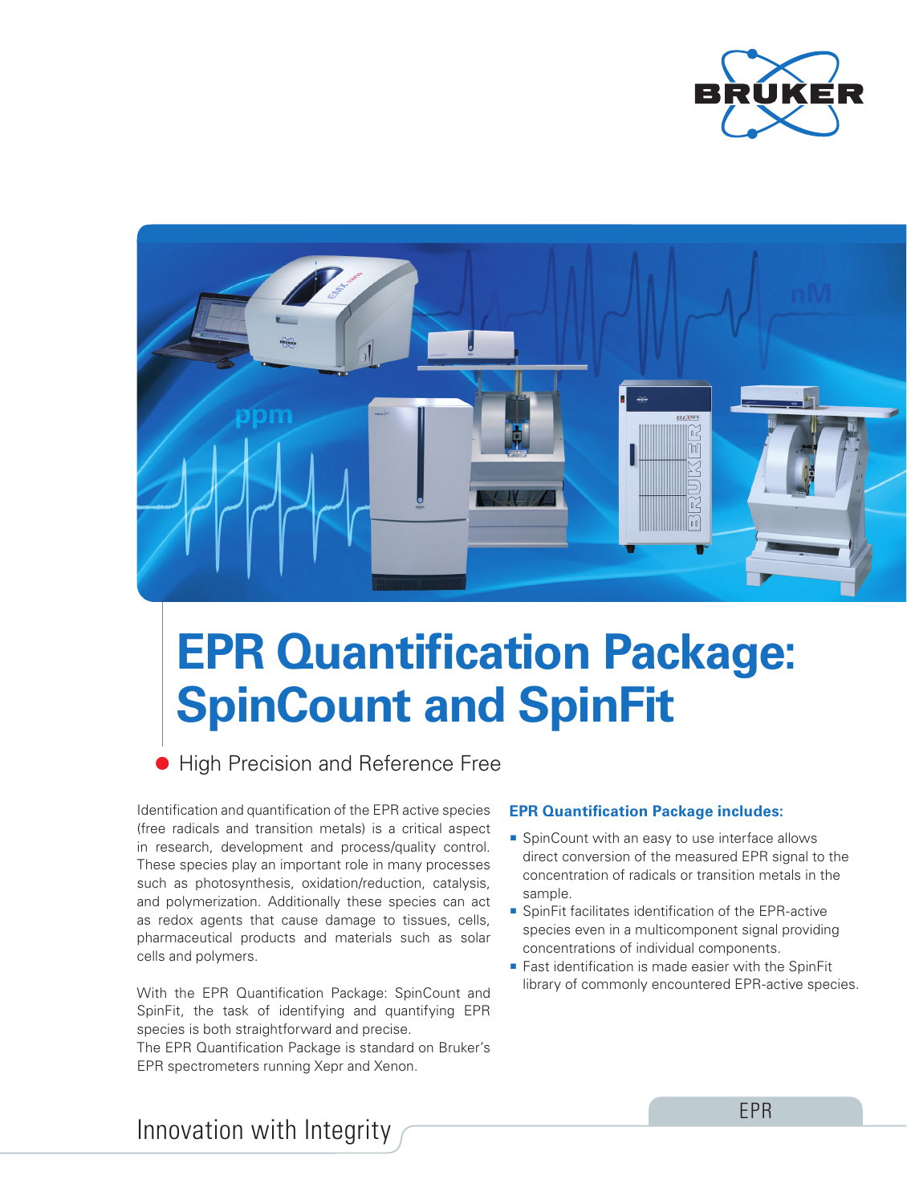# EPR Quantification Package: SpinCount and SpinFit

● High Precision and Reference Free

Identification and quantification of the EPR active species (free radicals and transition metals) is a critical aspect in research, development and process/quality control. These species play an important role in many processes such as photosynthesis, oxidation/reduction, catalysis, and polymerization. Additionally these species can act as redox agents that cause damage to tissues, cells, pharmaceutical products and materials such as solar cells and polymers.

With the EPR Quantification Package: SpinCount and SpinFit, the task of identifying and quantifying EPR species is both straightforward and precise.
The EPR Quantification Package is standard on Bruker's EPR spectrometers running Xepr and Xenon.

### EPR Quantification Package includes:

- SpinCount with an easy to use interface allows direct conversion of the measured EPR signal to the concentration of radicals or transition metals in the sample.
- SpinFit facilitates identification of the EPR-active species even in a multicomponent signal providing concentrations of individual components.
- Fast identification is made easier with the SpinFit library of commonly encountered EPR-active species.

Innovation with Integrity

EPR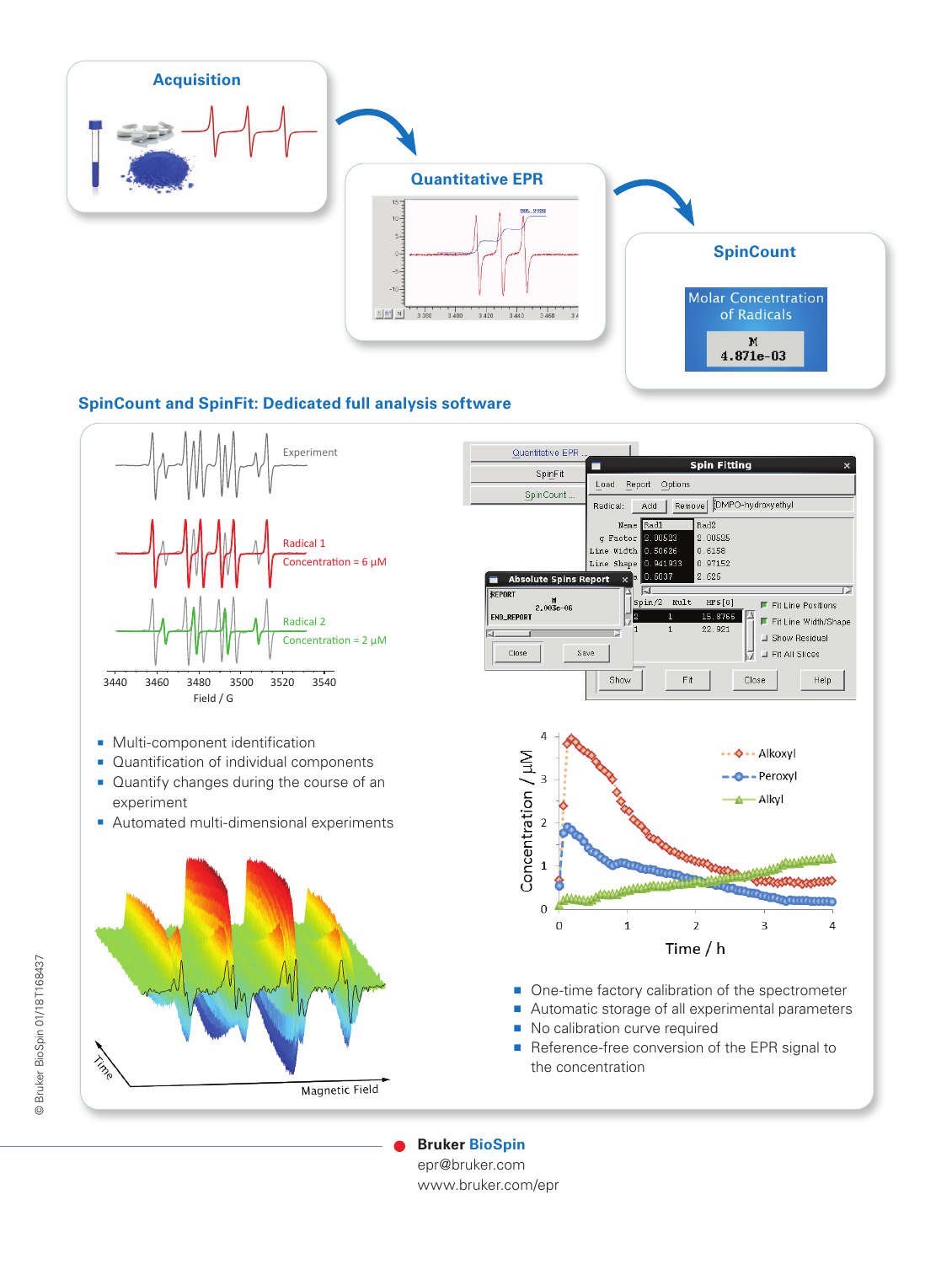Acquisition

Quantitative EPR

SpinCount

Molar Concentration of Radicals

M
4.871e-03

## SpinCount and SpinFit: Dedicated full analysis software

Experiment

Radical 1
Concentration = 6 µM

Radical 2
Concentration = 2 µM

3440 3460 3480 3500 3520 3540
Field / G

- Multi-component identification
- Quantification of individual components
- Quantify changes during the course of an experiment
- Automated multi-dimensional experiments

Time
Magnetic Field

Concentration / µM
Time / h

Alkoxyl
Peroxyl
Alkyl

- One-time factory calibration of the spectrometer
- Automatic storage of all experimental parameters
- No calibration curve required
- Reference-free conversion of the EPR signal to the concentration

© Bruker BioSpin 01/18T168437

**Bruker BioSpin**
epr@bruker.com
www.bruker.com/epr